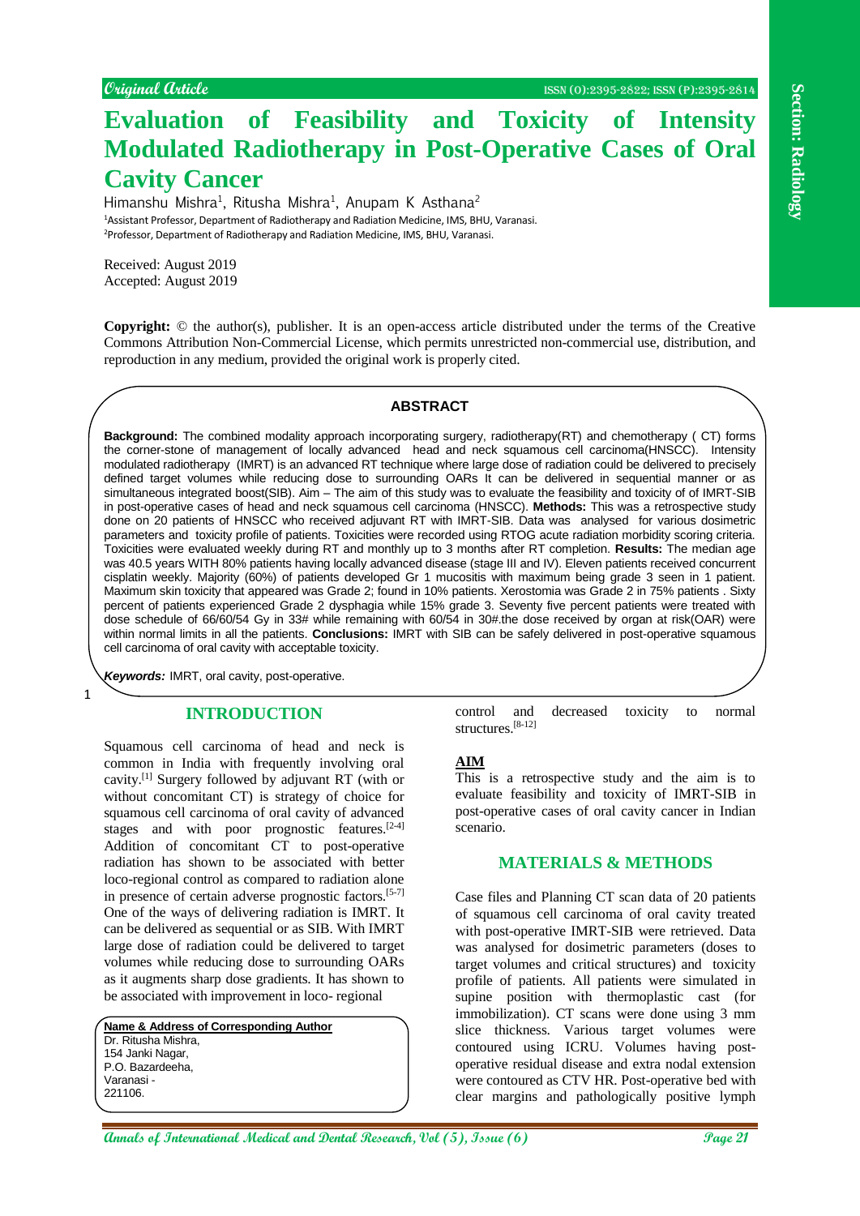Original Article

# Evaluation of Feasibility and Toxicity of Intensity Modulated Radiotherapy in Post-Operative Cases of Oral Cavity Cancer

Himanshu Mishra[1], Ritusha Mishra[1], Anupam K Asthana[2]

[1]Assistant Professor, Department of Radiotherapy and Radiation Medicine, IMS, BHU, Varanasi.
[2]Professor, Department of Radiotherapy and Radiation Medicine, IMS, BHU, Varanasi.

Received: August 2019
Accepted: August 2019

**Copyright:** © the author(s), publisher. It is an open-access article distributed under the terms of the Creative Commons Attribution Non-Commercial License, which permits unrestricted non-commercial use, distribution, and reproduction in any medium, provided the original work is properly cited.

## ABSTRACT

**Background:** The combined modality approach incorporating surgery, radiotherapy(RT) and chemotherapy ( CT) forms the corner-stone of management of locally advanced head and neck squamous cell carcinoma(HNSCC). Intensity modulated radiotherapy (IMRT) is an advanced RT technique where large dose of radiation could be delivered to precisely defined target volumes while reducing dose to surrounding OARs It can be delivered in sequential manner or as simultaneous integrated boost(SIB). Aim – The aim of this study was to evaluate the feasibility and toxicity of of IMRT-SIB in post-operative cases of head and neck squamous cell carcinoma (HNSCC). **Methods:** This was a retrospective study done on 20 patients of HNSCC who received adjuvant RT with IMRT-SIB. Data was analysed for various dosimetric parameters and toxicity profile of patients. Toxicities were recorded using RTOG acute radiation morbidity scoring criteria. Toxicities were evaluated weekly during RT and monthly up to 3 months after RT completion. **Results:** The median age was 40.5 years WITH 80% patients having locally advanced disease (stage III and IV). Eleven patients received concurrent cisplatin weekly. Majority (60%) of patients developed Gr 1 mucositis with maximum being grade 3 seen in 1 patient. Maximum skin toxicity that appeared was Grade 2; found in 10% patients. Xerostomia was Grade 2 in 75% patients . Sixty percent of patients experienced Grade 2 dysphagia while 15% grade 3. Seventy five percent patients were treated with dose schedule of 66/60/54 Gy in 33# while remaining with 60/54 in 30#.the dose received by organ at risk(OAR) were within normal limits in all the patients. **Conclusions:** IMRT with SIB can be safely delivered in post-operative squamous cell carcinoma of oral cavity with acceptable toxicity.

***Keywords:*** IMRT, oral cavity, post-operative.

## INTRODUCTION

Squamous cell carcinoma of head and neck is common in India with frequently involving oral cavity.[1] Surgery followed by adjuvant RT (with or without concomitant CT) is strategy of choice for squamous cell carcinoma of oral cavity of advanced stages and with poor prognostic features.[2-4] Addition of concomitant CT to post-operative radiation has shown to be associated with better loco-regional control as compared to radiation alone in presence of certain adverse prognostic factors.[5-7] One of the ways of delivering radiation is IMRT. It can be delivered as sequential or as SIB. With IMRT large dose of radiation could be delivered to target volumes while reducing dose to surrounding OARs as it augments sharp dose gradients. It has shown to be associated with improvement in loco- regional control and decreased toxicity to normal structures.[8-12]

**Name & Address of Corresponding Author**
Dr. Ritusha Mishra,
154 Janki Nagar,
P.O. Bazardeeha,
Varanasi -
221106.

## AIM

This is a retrospective study and the aim is to evaluate feasibility and toxicity of IMRT-SIB in post-operative cases of oral cavity cancer in Indian scenario.

## MATERIALS & METHODS

Case files and Planning CT scan data of 20 patients of squamous cell carcinoma of oral cavity treated with post-operative IMRT-SIB were retrieved. Data was analysed for dosimetric parameters (doses to target volumes and critical structures) and toxicity profile of patients. All patients were simulated in supine position with thermoplastic cast (for immobilization). CT scans were done using 3 mm slice thickness. Various target volumes were contoured using ICRU. Volumes having post-operative residual disease and extra nodal extension were contoured as CTV HR. Post-operative bed with clear margins and pathologically positive lymph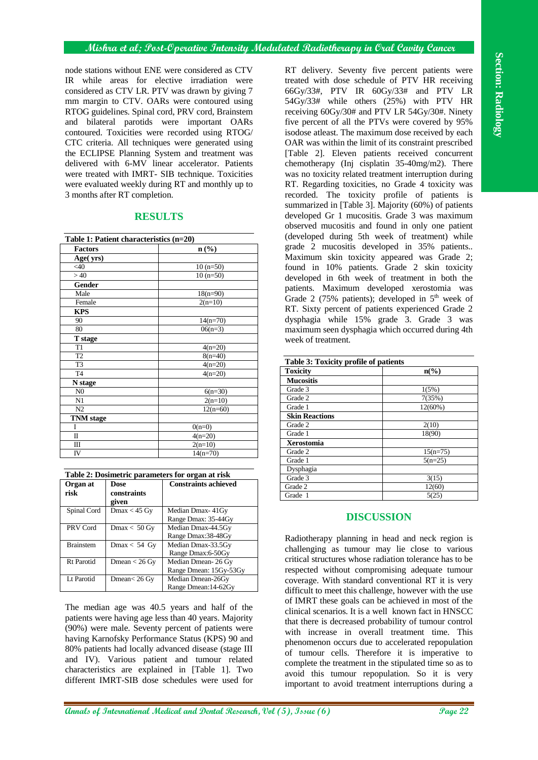node stations without ENE were considered as CTV IR while areas for elective irradiation were considered as CTV LR. PTV was drawn by giving 7 mm margin to CTV. OARs were contoured using RTOG guidelines. Spinal cord, PRV cord, Brainstem and bilateral parotids were important OARs contoured. Toxicities were recorded using RTOG/ CTC criteria. All techniques were generated using the ECLIPSE Planning System and treatment was delivered with 6-MV linear accelerator. Patients were treated with IMRT- SIB technique. Toxicities were evaluated weekly during RT and monthly up to 3 months after RT completion.

## RESULTS

**Table 1: Patient characteristics (n=20)**

| Factors | n (%) |
|---|---|
| **Age( yrs)** | |
| <40 | 10 (n=50) |
| > 40 | 10 (n=50) |
| **Gender** | |
| Male | 18(n=90) |
| Female | 2(n=10) |
| **KPS** | |
| 90 | 14(n=70) |
| 80 | 06(n=3) |
| **T stage** | |
| T1 | 4(n=20) |
| T2 | 8(n=40) |
| T3 | 4(n=20) |
| T4 | 4(n=20) |
| **N stage** | |
| N0 | 6(n=30) |
| N1 | 2(n=10) |
| N2 | 12(n=60) |
| **TNM stage** | |
| I | 0(n=0) |
| II | 4(n=20) |
| III | 2(n=10) |
| IV | 14(n=70) |

**Table 2: Dosimetric parameters for organ at risk**

| Organ at risk | Dose constraints given | Constraints achieved |
|---|---|---|
| Spinal Cord | Dmax < 45 Gy | Median Dmax- 41Gy Range Dmax: 35-44Gy |
| PRV Cord | Dmax < 50 Gy | Median Dmax-44.5Gy Range Dmax:38-48Gy |
| Brainstem | Dmax < 54 Gy | Median Dmax-33.5Gy Range Dmax:6-50Gy |
| Rt Parotid | Dmean < 26 Gy | Median Dmean- 26 Gy Range Dmean: 15Gy-53Gy |
| Lt Parotid | Dmean< 26 Gy | Median Dmean-26Gy Range Dmean:14-62Gy |

The median age was 40.5 years and half of the patients were having age less than 40 years. Majority (90%) were male. Seventy percent of patients were having Karnofsky Performance Status (KPS) 90 and 80% patients had locally advanced disease (stage III and IV). Various patient and tumour related characteristics are explained in [Table 1]. Two different IMRT-SIB dose schedules were used for RT delivery. Seventy five percent patients were treated with dose schedule of PTV HR receiving 66Gy/33#, PTV IR 60Gy/33# and PTV LR 54Gy/33# while others (25%) with PTV HR receiving 60Gy/30# and PTV LR 54Gy/30#. Ninety five percent of all the PTVs were covered by 95% isodose atleast. The maximum dose received by each OAR was within the limit of its constraint prescribed [Table 2]. Eleven patients received concurrent chemotherapy (Inj cisplatin 35-40mg/m2). There was no toxicity related treatment interruption during RT. Regarding toxicities, no Grade 4 toxicity was recorded. The toxicity profile of patients is summarized in [Table 3]. Majority (60%) of patients developed Gr 1 mucositis. Grade 3 was maximum observed mucositis and found in only one patient (developed during 5th week of treatment) while grade 2 mucositis developed in 35% patients.. Maximum skin toxicity appeared was Grade 2; found in 10% patients. Grade 2 skin toxicity developed in 6th week of treatment in both the patients. Maximum developed xerostomia was Grade 2 (75% patients); developed in 5th week of RT. Sixty percent of patients experienced Grade 2 dysphagia while 15% grade 3. Grade 3 was maximum seen dysphagia which occurred during 4th week of treatment.

**Table 3: Toxicity profile of patients**

| Toxicity | n(%) |
|---|---|
| **Mucositis** | |
| Grade 3 | 1(5%) |
| Grade 2 | 7(35%) |
| Grade 1 | 12(60%) |
| **Skin Reactions** | |
| Grade 2 | 2(10) |
| Grade 1 | 18(90) |
| **Xerostomia** | |
| Grade 2 | 15(n=75) |
| Grade 1 | 5(n=25) |
| Dysphagia | |
| Grade 3 | 3(15) |
| Grade 2 | 12(60) |
| Grade 1 | 5(25) |

## DISCUSSION

Radiotherapy planning in head and neck region is challenging as tumour may lie close to various critical structures whose radiation tolerance has to be respected without compromising adequate tumour coverage. With standard conventional RT it is very difficult to meet this challenge, however with the use of IMRT these goals can be achieved in most of the clinical scenarios. It is a well known fact in HNSCC that there is decreased probability of tumour control with increase in overall treatment time. This phenomenon occurs due to accelerated repopulation of tumour cells. Therefore it is imperative to complete the treatment in the stipulated time so as to avoid this tumour repopulation. So it is very important to avoid treatment interruptions during a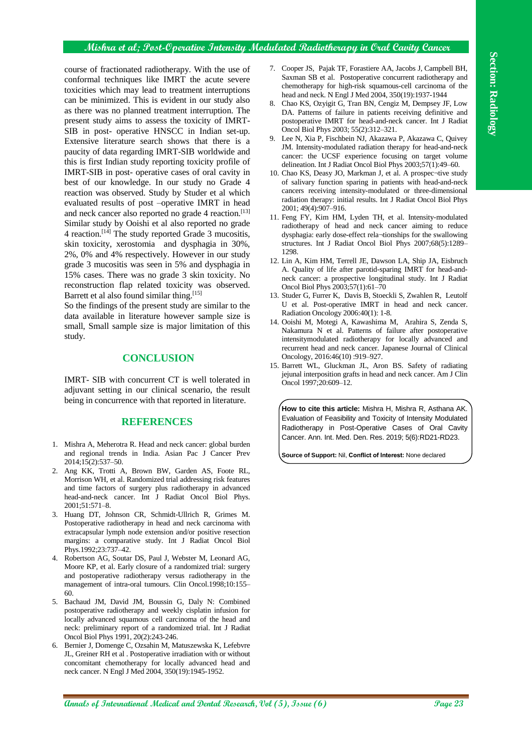course of fractionated radiotherapy. With the use of conformal techniques like IMRT the acute severe toxicities which may lead to treatment interruptions can be minimized. This is evident in our study also as there was no planned treatment interruption. The present study aims to assess the toxicity of IMRT-SIB in post- operative HNSCC in Indian set-up. Extensive literature search shows that there is a paucity of data regarding IMRT-SIB worldwide and this is first Indian study reporting toxicity profile of IMRT-SIB in post- operative cases of oral cavity in best of our knowledge. In our study no Grade 4 reaction was observed. Study by Studer et al which evaluated results of post –operative IMRT in head and neck cancer also reported no grade 4 reaction.[13] Similar study by Ooishi et al also reported no grade 4 reaction.[14] The study reported Grade 3 mucositis, skin toxicity, xerostomia and dysphagia in 30%, 2%, 0% and 4% respectively. However in our study grade 3 mucositis was seen in 5% and dysphagia in 15% cases. There was no grade 3 skin toxicity. No reconstruction flap related toxicity was observed. Barrett et al also found similar thing.[15]

So the findings of the present study are similar to the data available in literature however sample size is small, Small sample size is major limitation of this study.

## CONCLUSION

IMRT- SIB with concurrent CT is well tolerated in adjuvant setting in our clinical scenario, the result being in concurrence with that reported in literature.

## REFERENCES

1. Mishra A, Meherotra R. Head and neck cancer: global burden and regional trends in India. Asian Pac J Cancer Prev 2014;15(2):537–50.
2. Ang KK, Trotti A, Brown BW, Garden AS, Foote RL, Morrison WH, et al. Randomized trial addressing risk features and time factors of surgery plus radiotherapy in advanced head-and-neck cancer. Int J Radiat Oncol Biol Phys. 2001;51:571–8.
3. Huang DT, Johnson CR, Schmidt-Ullrich R, Grimes M. Postoperative radiotherapy in head and neck carcinoma with extracapsular lymph node extension and/or positive resection margins: a comparative study. Int J Radiat Oncol Biol Phys.1992;23:737–42.
4. Robertson AG, Soutar DS, Paul J, Webster M, Leonard AG, Moore KP, et al. Early closure of a randomized trial: surgery and postoperative radiotherapy versus radiotherapy in the management of intra-oral tumours. Clin Oncol.1998;10:155–60.
5. Bachaud JM, David JM, Boussin G, Daly N: Combined postoperative radiotherapy and weekly cisplatin infusion for locally advanced squamous cell carcinoma of the head and neck: preliminary report of a randomized trial. Int J Radiat Oncol Biol Phys 1991, 20(2):243-246.
6. Bernier J, Domenge C, Ozsahin M, Matuszewska K, Lefebvre JL, Greiner RH et al . Postoperative irradiation with or without concomitant chemotherapy for locally advanced head and neck cancer. N Engl J Med 2004, 350(19):1945-1952.
7. Cooper JS, Pajak TF, Forastiere AA, Jacobs J, Campbell BH, Saxman SB et al. Postoperative concurrent radiotherapy and chemotherapy for high-risk squamous-cell carcinoma of the head and neck. N Engl J Med 2004, 350(19):1937-1944
8. Chao KS, Ozyigit G, Tran BN, Cengiz M, Dempsey JF, Low DA. Patterns of failure in patients receiving definitive and postoperative IMRT for head-and-neck cancer. Int J Radiat Oncol Biol Phys 2003; 55(2):312–321.
9. Lee N, Xia P, Fischbein NJ, Akazawa P, Akazawa C, Quivey JM. Intensity-modulated radiation therapy for head-and-neck cancer: the UCSF experience focusing on target volume delineation. Int J Radiat Oncol Biol Phys 2003;57(1):49–60.
10. Chao KS, Deasy JO, Markman J, et al. A prospec¬tive study of salivary function sparing in patients with head-and-neck cancers receiving intensity-modulated or three-dimensional radiation therapy: initial results. Int J Radiat Oncol Biol Phys 2001; 49(4):907–916.
11. Feng FY, Kim HM, Lyden TH, et al. Intensity-modulated radiotherapy of head and neck cancer aiming to reduce dysphagia: early dose-effect rela¬tionships for the swallowing structures. Int J Radiat Oncol Biol Phys 2007;68(5):1289–1298.
12. Lin A, Kim HM, Terrell JE, Dawson LA, Ship JA, Eisbruch A. Quality of life after parotid-sparing IMRT for head-and-neck cancer: a prospective longitudinal study. Int J Radiat Oncol Biol Phys 2003;57(1):61–70
13. Studer G, Furrer K, Davis B, Stoeckli S, Zwahlen R, Leutolf U et al. Post-operative IMRT in head and neck cancer. Radiation Oncology 2006:40(1): 1-8.
14. Ooishi M, Motegi A, Kawashima M, Arahira S, Zenda S, Nakamura N et al. Patterns of failure after postoperative intensitymodulated radiotherapy for locally advanced and recurrent head and neck cancer. Japanese Journal of Clinical Oncology, 2016:46(10) :919–927.
15. Barrett WL, Gluckman JL, Aron BS. Safety of radiating jejunal interposition grafts in head and neck cancer. Am J Clin Oncol 1997;20:609–12.

**How to cite this article:** Mishra H, Mishra R, Asthana AK. Evaluation of Feasibility and Toxicity of Intensity Modulated Radiotherapy in Post-Operative Cases of Oral Cavity Cancer. Ann. Int. Med. Den. Res. 2019; 5(6):RD21-RD23.

**Source of Support:** Nil, **Conflict of Interest:** None declared